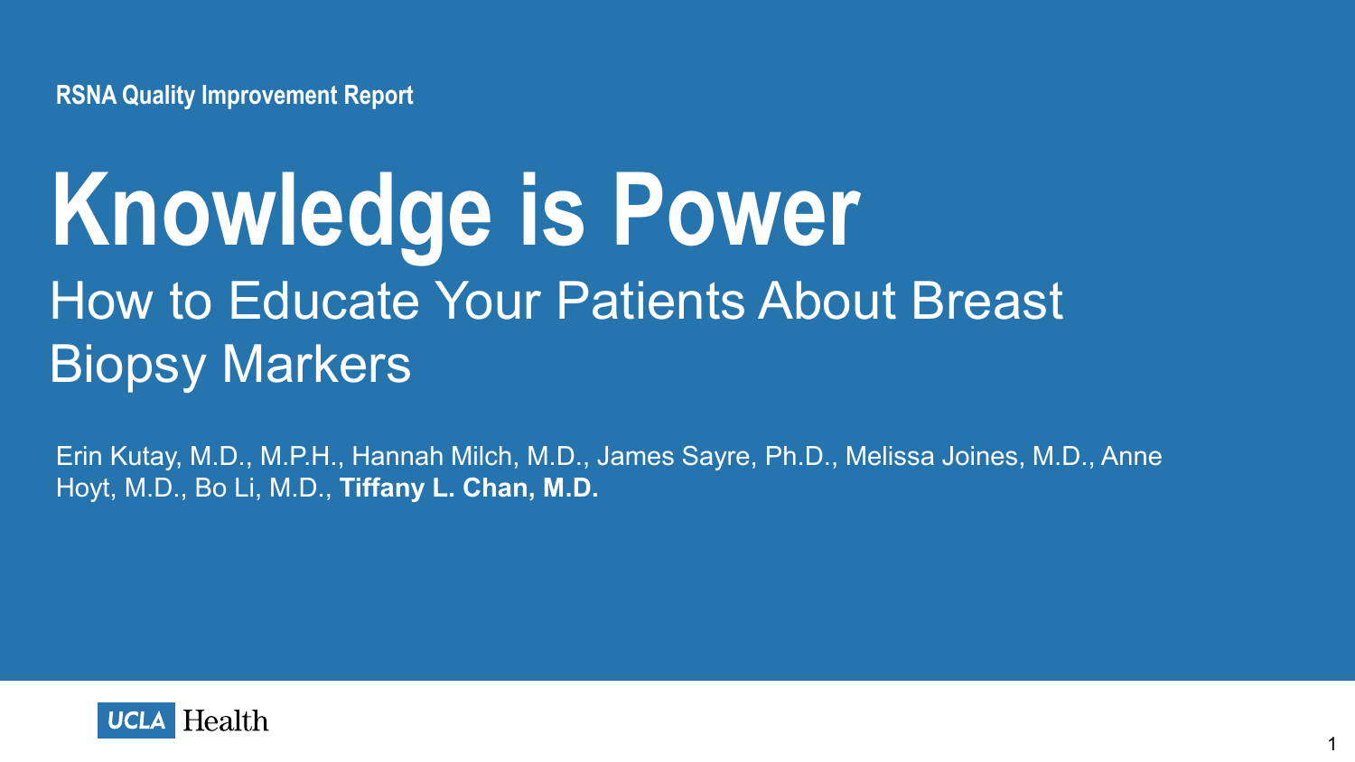RSNA Quality Improvement Report

# Knowledge is Power

## How to Educate Your Patients About Breast Biopsy Markers

Erin Kutay, M.D., M.P.H., Hannah Milch, M.D., James Sayre, Ph.D., Melissa Joines, M.D., Anne Hoyt, M.D., Bo Li, M.D., **Tiffany L. Chan, M.D.**

UCLA Health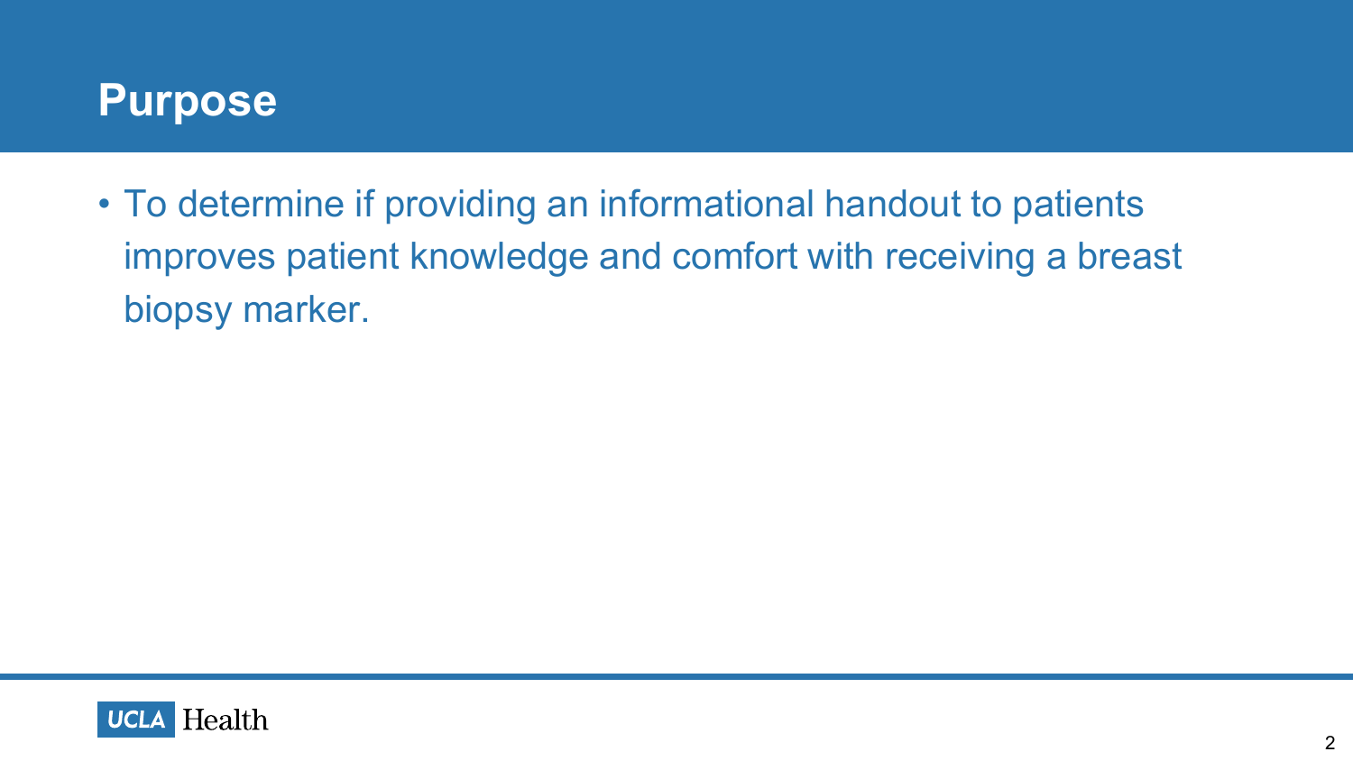# Purpose

- To determine if providing an informational handout to patients improves patient knowledge and comfort with receiving a breast biopsy marker.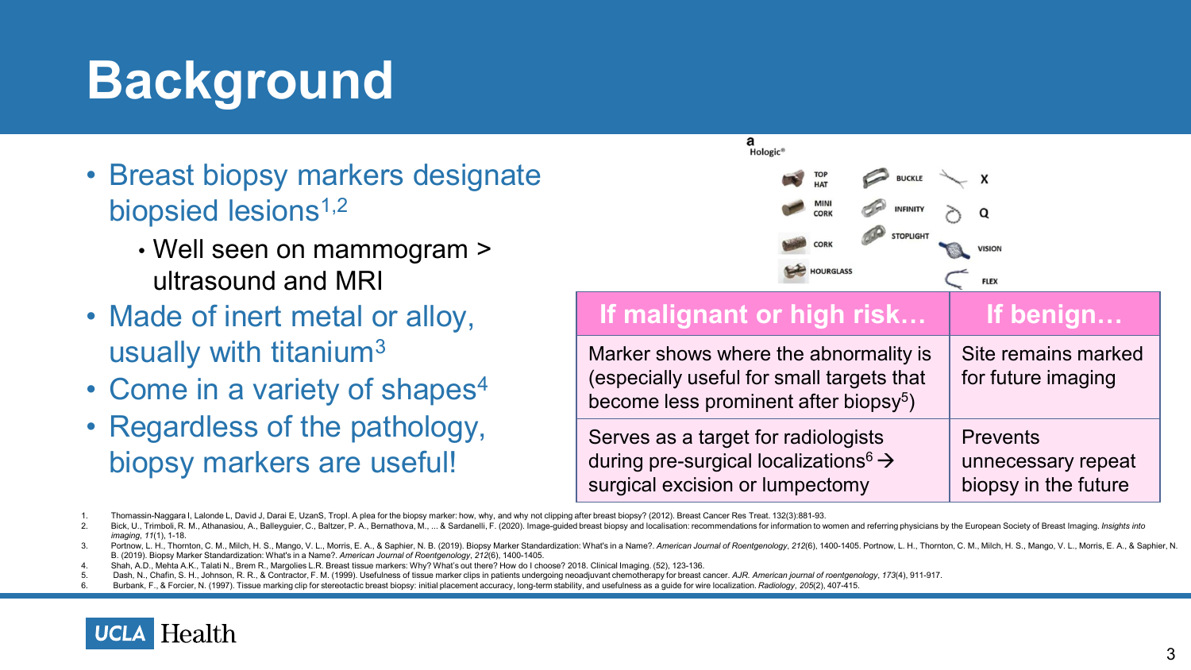# Background

- Breast biopsy markers designate biopsied lesions[1,2]
  - Well seen on mammogram > ultrasound and MRI
- Made of inert metal or alloy, usually with titanium[3]
- Come in a variety of shapes[4]
- Regardless of the pathology, biopsy markers are useful!

a
Hologic®

TOP HAT, MINI CORK, CORK, HOURGLASS, BUCKLE, INFINITY, STOPLIGHT, X, Q, VISION, FLEX

| If malignant or high risk… | If benign… |
| --- | --- |
| Marker shows where the abnormality is (especially useful for small targets that become less prominent after biopsy[5]) | Site remains marked for future imaging |
| Serves as a target for radiologists during pre-surgical localizations[6] → surgical excision or lumpectomy | Prevents unnecessary repeat biopsy in the future |

1. Thomassin-Naggara I, Lalonde L, David J, Darai E, UzanS, Tropl. A plea for the biopsy marker: how, why, and why not clipping after breast biopsy? (2012). Breast Cancer Res Treat. 132(3):881-93.
2. Bick, U., Trimboli, R. M., Athanasiou, A., Balleyguier, C., Baltzer, P. A., Bernathova, M., ... & Sardanelli, F. (2020). Image-guided breast biopsy and localisation: recommendations for information to women and referring physicians by the European Society of Breast Imaging. *Insights into imaging*, *11*(1), 1-18.
3. Portnow, L. H., Thornton, C. M., Milch, H. S., Mango, V. L., Morris, E. A., & Saphier, N. B. (2019). Biopsy Marker Standardization: What's in a Name?. *American Journal of Roentgenology*, *212*(6), 1400-1405. Portnow, L. H., Thornton, C. M., Milch, H. S., Mango, V. L., Morris, E. A., & Saphier, N. B. (2019). Biopsy Marker Standardization: What's in a Name?. *American Journal of Roentgenology*, *212*(6), 1400-1405.
4. Shah, A.D., Mehta A.K., Talati N., Brem R., Margolies L.R. Breast tissue markers: Why? What's out there? How do I choose? 2018. Clinical Imaging. (52), 123-136.
5. Dash, N., Chafin, S. H., Johnson, R. R., & Contractor, F. M. (1999). Usefulness of tissue marker clips in patients undergoing neoadjuvant chemotherapy for breast cancer. *AJR. American journal of roentgenology*, *173*(4), 911-917.
6. Burbank, F., & Forcier, N. (1997). Tissue marking clip for stereotactic breast biopsy: initial placement accuracy, long-term stability, and usefulness as a guide for wire localization. *Radiology*, *205*(2), 407-415.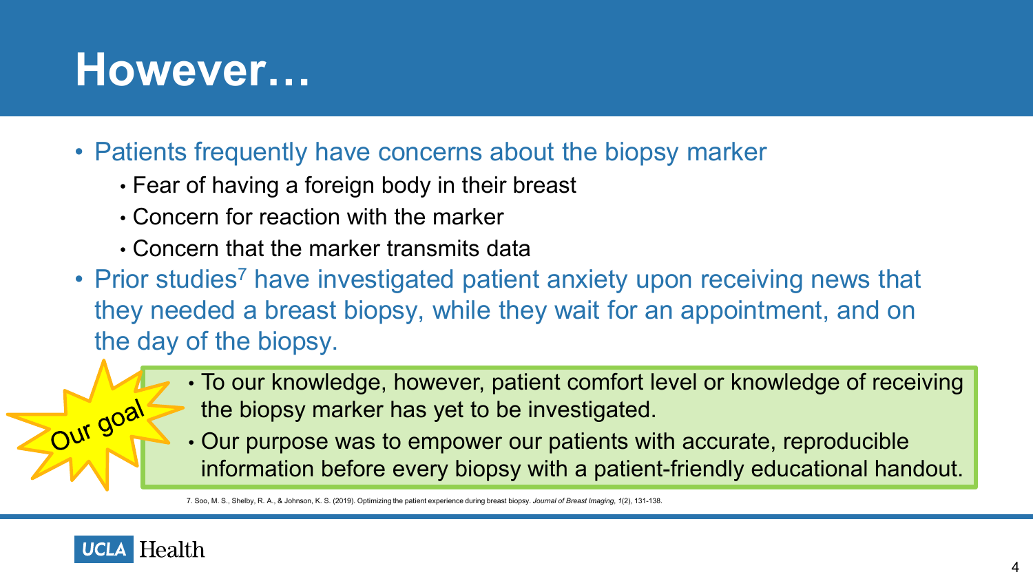# However…

- Patients frequently have concerns about the biopsy marker
  - Fear of having a foreign body in their breast
  - Concern for reaction with the marker
  - Concern that the marker transmits data
- Prior studies[7] have investigated patient anxiety upon receiving news that they needed a breast biopsy, while they wait for an appointment, and on the day of the biopsy.

Our goal

- To our knowledge, however, patient comfort level or knowledge of receiving the biopsy marker has yet to be investigated.
- Our purpose was to empower our patients with accurate, reproducible information before every biopsy with a patient-friendly educational handout.

7. Soo, M. S., Shelby, R. A., & Johnson, K. S. (2019). Optimizing the patient experience during breast biopsy. *Journal of Breast Imaging*, *1*(2), 131-138.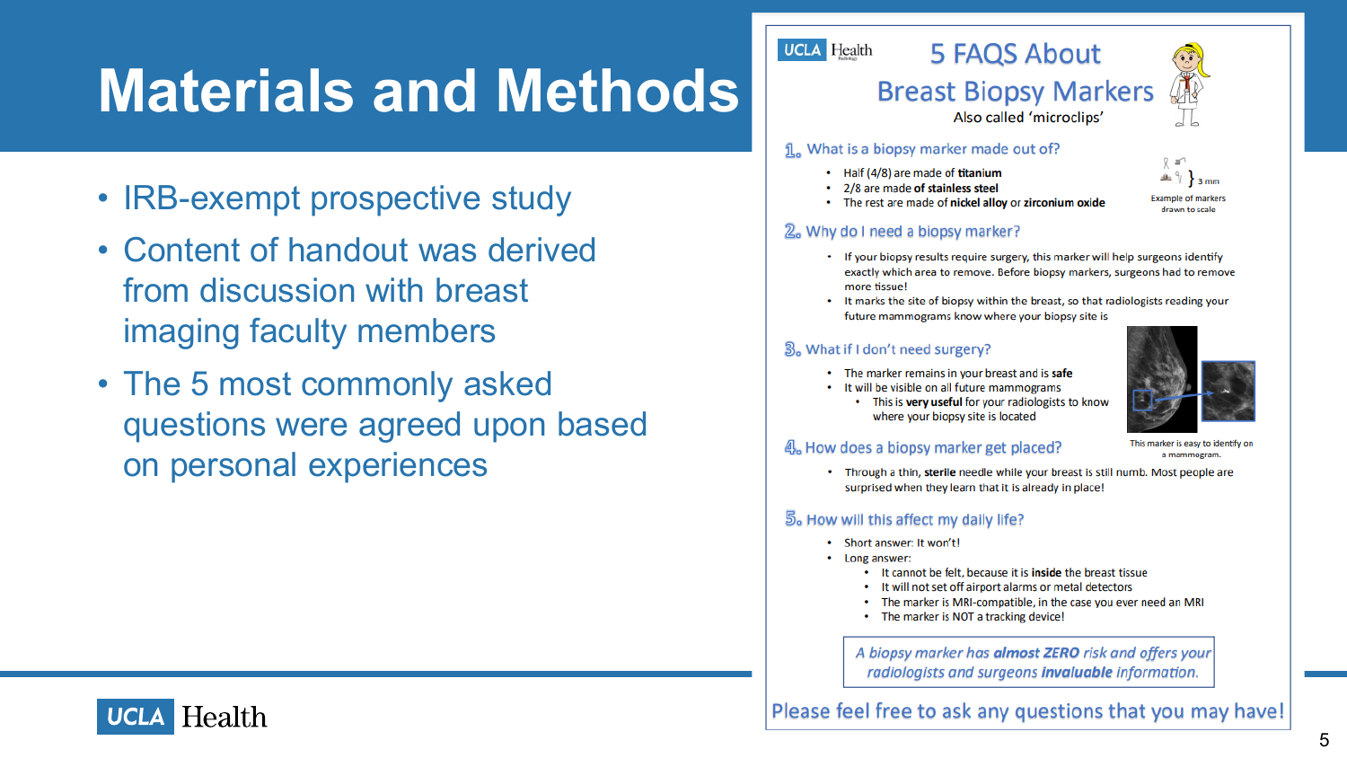# Materials and Methods

- IRB-exempt prospective study
- Content of handout was derived from discussion with breast imaging faculty members
- The 5 most commonly asked questions were agreed upon based on personal experiences

## 5 FAQS About Breast Biopsy Markers

Also called 'microclips'

### 1. What is a biopsy marker made out of?

- Half (4/8) are made of **titanium**
- 2/8 are made of **stainless steel**
- The rest are made of **nickel alloy** or **zirconium oxide**

Example of markers drawn to scale (3 mm)

### 2. Why do I need a biopsy marker?

- If your biopsy results require surgery, this marker will help surgeons identify exactly which area to remove. Before biopsy markers, surgeons had to remove more tissue!
- It marks the site of biopsy within the breast, so that radiologists reading your future mammograms know where your biopsy site is

### 3. What if I don't need surgery?

- The marker remains in your breast and is **safe**
- It will be visible on all future mammograms
  - This is **very useful** for your radiologists to know where your biopsy site is located

This marker is easy to identify on a mammogram.

### 4. How does a biopsy marker get placed?

- Through a thin, **sterile** needle while your breast is still numb. Most people are surprised when they learn that it is already in place!

### 5. How will this affect my daily life?

- Short answer: It won't!
- Long answer:
  - It cannot be felt, because it is **inside** the breast tissue
  - It will not set off airport alarms or metal detectors
  - The marker is MRI-compatible, in the case you ever need an MRI
  - The marker is NOT a tracking device!

*A biopsy marker has **almost ZERO** risk and offers your radiologists and surgeons **invaluable** information.*

Please feel free to ask any questions that you may have!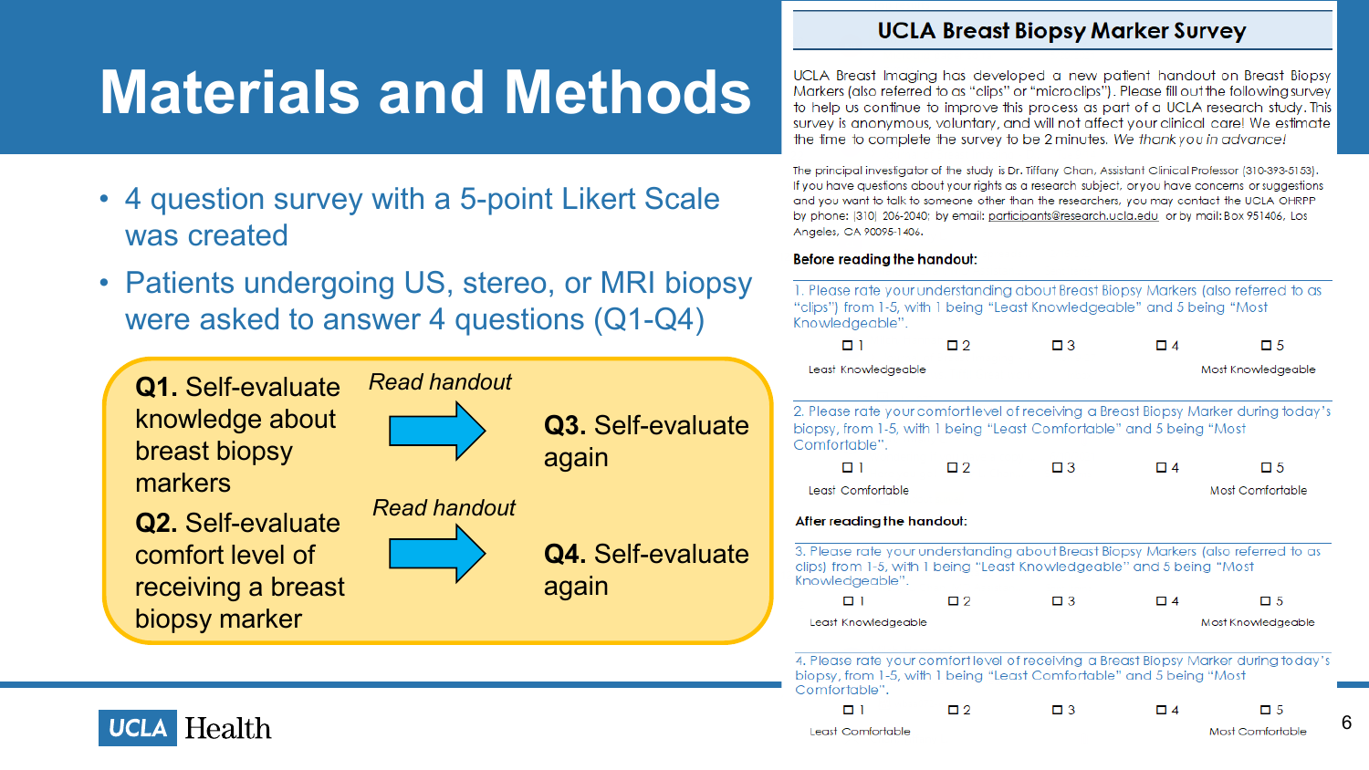# Materials and Methods

- 4 question survey with a 5-point Likert Scale was created
- Patients undergoing US, stereo, or MRI biopsy were asked to answer 4 questions (Q1-Q4)

**Q1.** Self-evaluate knowledge about breast biopsy markers → *Read handout* → **Q3.** Self-evaluate again

**Q2.** Self-evaluate comfort level of receiving a breast biopsy marker → *Read handout* → **Q4.** Self-evaluate again

## UCLA Breast Biopsy Marker Survey

UCLA Breast Imaging has developed a new patient handout on Breast Biopsy Markers (also referred to as "clips" or "microclips"). Please fill out the following survey to help us continue to improve this process as part of a UCLA research study. This survey is anonymous, voluntary, and will not affect your clinical care! We estimate the time to complete the survey to be 2 minutes. *We thank you in advance!*

The principal investigator of the study is Dr. Tiffany Chan, Assistant Clinical Professor (310-393-5153). If you have questions about your rights as a research subject, or you have concerns or suggestions and you want to talk to someone other than the researchers, you may contact the UCLA OHRPP by phone: (310) 206-2040; by email: participants@research.ucla.edu or by mail: Box 951406, Los Angeles, CA 90095-1406.

**Before reading the handout:**

1. Please rate your understanding about Breast Biopsy Markers (also referred to as "clips") from 1-5, with 1 being "Least Knowledgeable" and 5 being "Most Knowledgeable".

☐ 1 ☐ 2 ☐ 3 ☐ 4 ☐ 5

Least Knowledgeable — Most Knowledgeable

2. Please rate your comfort level of receiving a Breast Biopsy Marker during today's biopsy, from 1-5, with 1 being "Least Comfortable" and 5 being "Most Comfortable".

☐ 1 ☐ 2 ☐ 3 ☐ 4 ☐ 5

Least Comfortable — Most Comfortable

**After reading the handout:**

3. Please rate your understanding about Breast Biopsy Markers (also referred to as clips) from 1-5, with 1 being "Least Knowledgeable" and 5 being "Most Knowledgeable".

☐ 1 ☐ 2 ☐ 3 ☐ 4 ☐ 5

Least Knowledgeable — Most Knowledgeable

4. Please rate your comfort level of receiving a Breast Biopsy Marker during today's biopsy, from 1-5, with 1 being "Least Comfortable" and 5 being "Most Comfortable".

☐ 1 ☐ 2 ☐ 3 ☐ 4 ☐ 5

Least Comfortable — Most Comfortable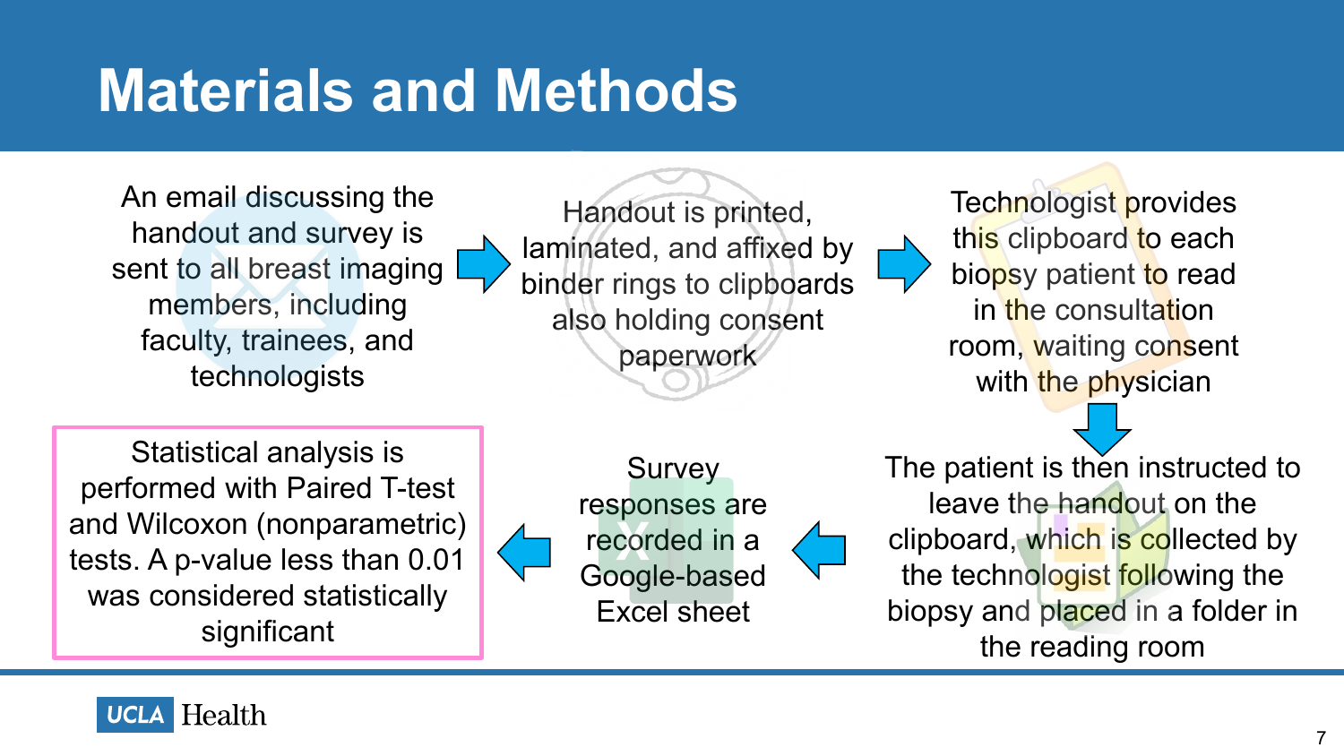# Materials and Methods

1. An email discussing the handout and survey is sent to all breast imaging members, including faculty, trainees, and technologists
2. Handout is printed, laminated, and affixed by binder rings to clipboards also holding consent paperwork
3. Technologist provides this clipboard to each biopsy patient to read in the consultation room, waiting consent with the physician
4. The patient is then instructed to leave the handout on the clipboard, which is collected by the technologist following the biopsy and placed in a folder in the reading room
5. Survey responses are recorded in a Google-based Excel sheet
6. Statistical analysis is performed with Paired T-test and Wilcoxon (nonparametric) tests. A p-value less than 0.01 was considered statistically significant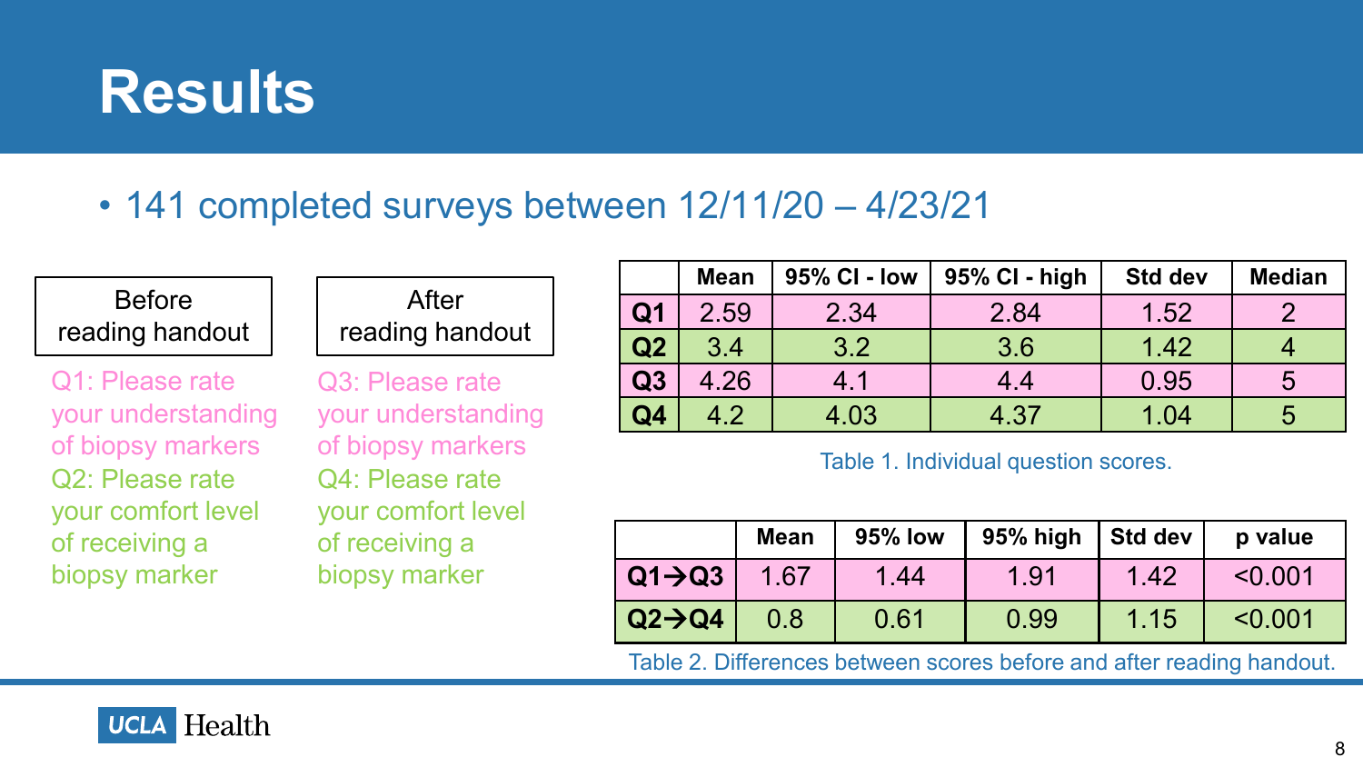# Results

- 141 completed surveys between 12/11/20 – 4/23/21

**Before reading handout**

Q1: Please rate your understanding of biopsy markers

Q2: Please rate your comfort level of receiving a biopsy marker

**After reading handout**

Q3: Please rate your understanding of biopsy markers

Q4: Please rate your comfort level of receiving a biopsy marker

| | Mean | 95% CI - low | 95% CI - high | Std dev | Median |
|---|---|---|---|---|---|
| **Q1** | 2.59 | 2.34 | 2.84 | 1.52 | 2 |
| **Q2** | 3.4 | 3.2 | 3.6 | 1.42 | 4 |
| **Q3** | 4.26 | 4.1 | 4.4 | 0.95 | 5 |
| **Q4** | 4.2 | 4.03 | 4.37 | 1.04 | 5 |

Table 1. Individual question scores.

| | Mean | 95% low | 95% high | Std dev | p value |
|---|---|---|---|---|---|
| **Q1→Q3** | 1.67 | 1.44 | 1.91 | 1.42 | <0.001 |
| **Q2→Q4** | 0.8 | 0.61 | 0.99 | 1.15 | <0.001 |

Table 2. Differences between scores before and after reading handout.

UCLA Health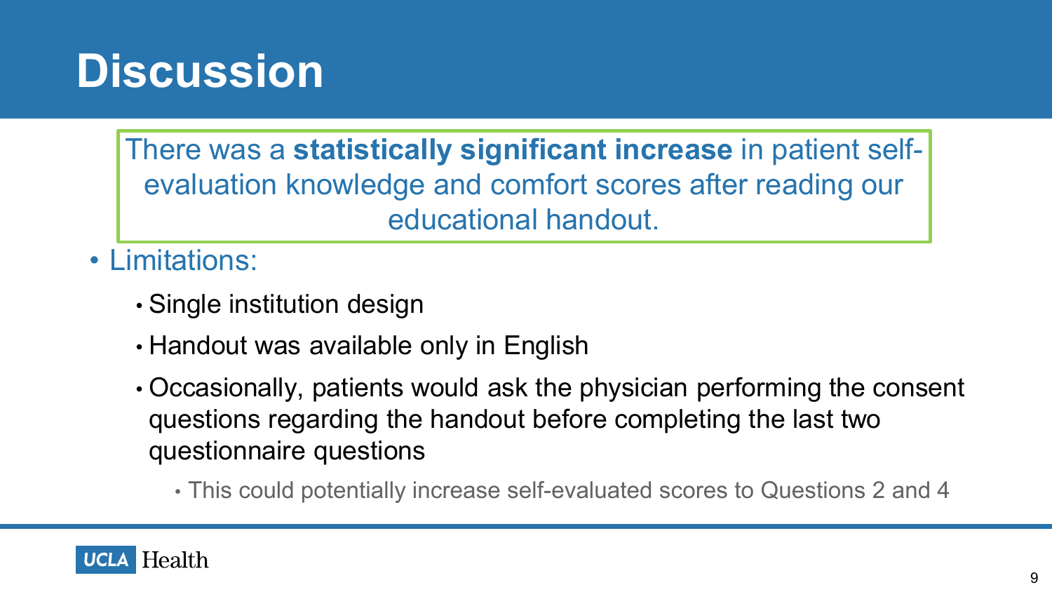# Discussion

There was a **statistically significant increase** in patient self-evaluation knowledge and comfort scores after reading our educational handout.

- Limitations:
  - Single institution design
  - Handout was available only in English
  - Occasionally, patients would ask the physician performing the consent questions regarding the handout before completing the last two questionnaire questions
    - This could potentially increase self-evaluated scores to Questions 2 and 4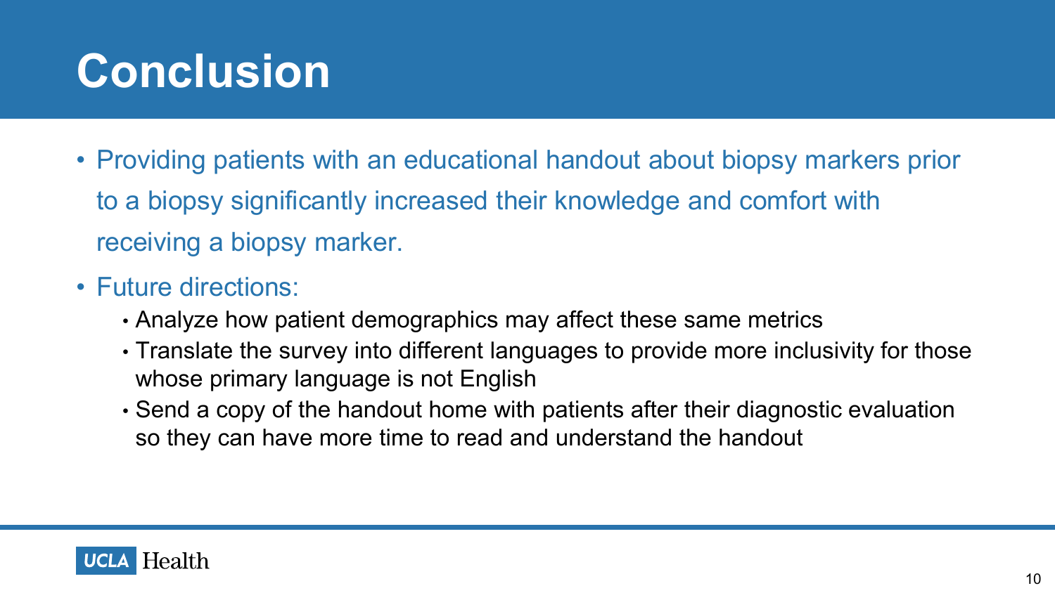# Conclusion

- Providing patients with an educational handout about biopsy markers prior to a biopsy significantly increased their knowledge and comfort with receiving a biopsy marker.
- Future directions:
  - Analyze how patient demographics may affect these same metrics
  - Translate the survey into different languages to provide more inclusivity for those whose primary language is not English
  - Send a copy of the handout home with patients after their diagnostic evaluation so they can have more time to read and understand the handout